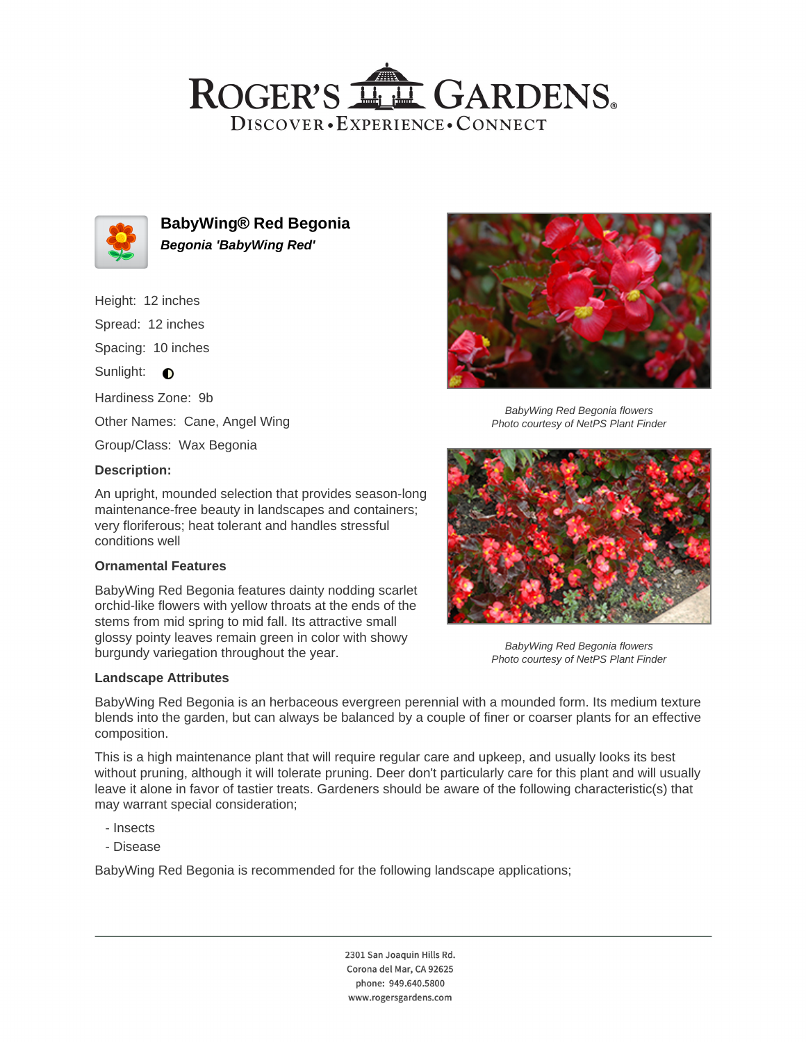# ROGER'S GARDENS

DISCOVER • EXPERIENCE • CONNECT

## BabyWing® Red Begonia

***Begonia 'BabyWing Red'***

Height: 12 inches

Spread: 12 inches

Spacing: 10 inches

Sunlight: ◐

Hardiness Zone: 9b

Other Names: Cane, Angel Wing

Group/Class: Wax Begonia

### Description:

An upright, mounded selection that provides season-long maintenance-free beauty in landscapes and containers; very floriferous; heat tolerant and handles stressful conditions well

### Ornamental Features

BabyWing Red Begonia features dainty nodding scarlet orchid-like flowers with yellow throats at the ends of the stems from mid spring to mid fall. Its attractive small glossy pointy leaves remain green in color with showy burgundy variegation throughout the year.

*BabyWing Red Begonia flowers*
*Photo courtesy of NetPS Plant Finder*

*BabyWing Red Begonia flowers*
*Photo courtesy of NetPS Plant Finder*

### Landscape Attributes

BabyWing Red Begonia is an herbaceous evergreen perennial with a mounded form. Its medium texture blends into the garden, but can always be balanced by a couple of finer or coarser plants for an effective composition.

This is a high maintenance plant that will require regular care and upkeep, and usually looks its best without pruning, although it will tolerate pruning. Deer don't particularly care for this plant and will usually leave it alone in favor of tastier treats. Gardeners should be aware of the following characteristic(s) that may warrant special consideration;

- Insects
- Disease

BabyWing Red Begonia is recommended for the following landscape applications;

2301 San Joaquin Hills Rd.
Corona del Mar, CA 92625
phone: 949.640.5800
www.rogersgardens.com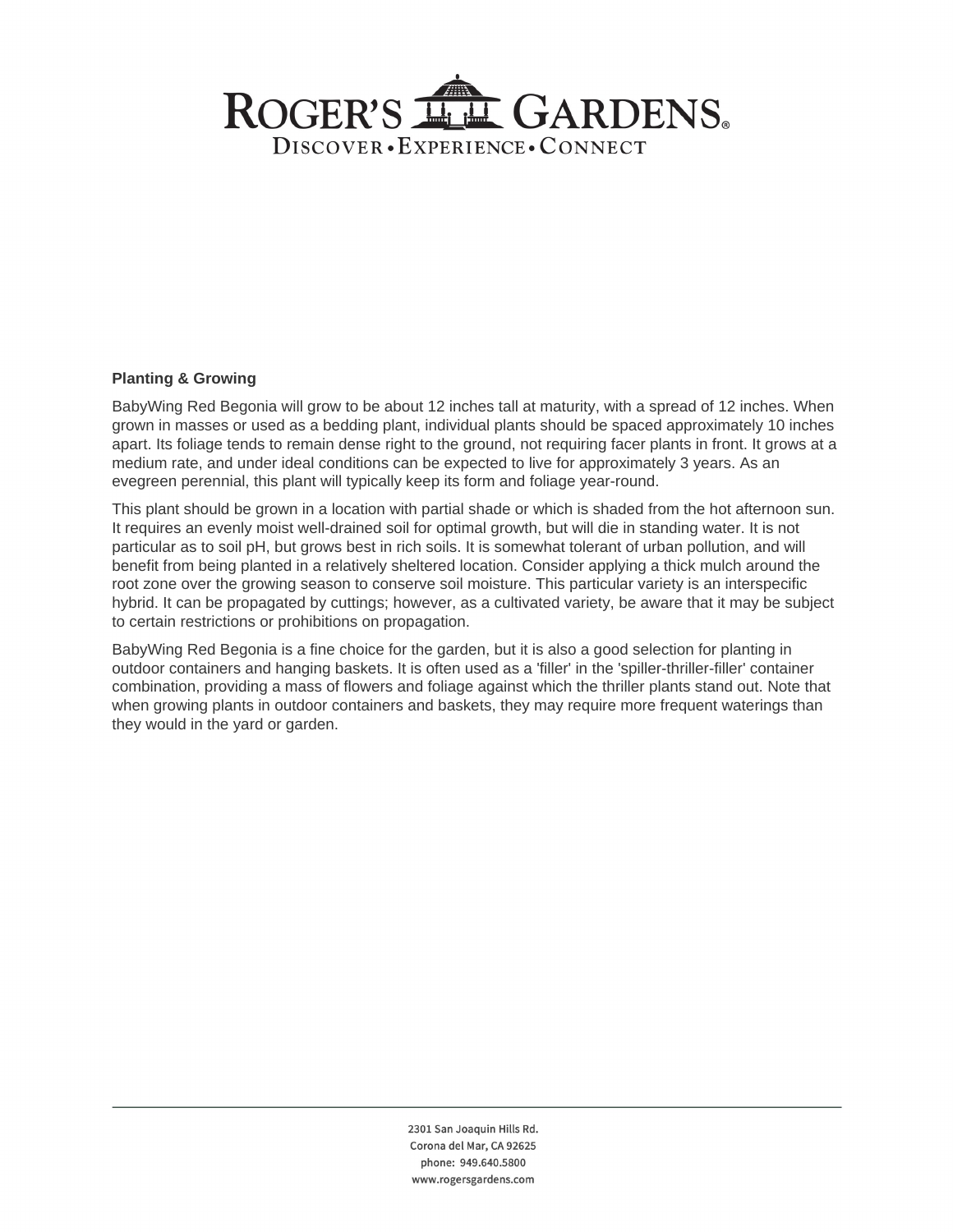**Planting & Growing**

BabyWing Red Begonia will grow to be about 12 inches tall at maturity, with a spread of 12 inches. When grown in masses or used as a bedding plant, individual plants should be spaced approximately 10 inches apart. Its foliage tends to remain dense right to the ground, not requiring facer plants in front. It grows at a medium rate, and under ideal conditions can be expected to live for approximately 3 years. As an evegreen perennial, this plant will typically keep its form and foliage year-round.

This plant should be grown in a location with partial shade or which is shaded from the hot afternoon sun. It requires an evenly moist well-drained soil for optimal growth, but will die in standing water. It is not particular as to soil pH, but grows best in rich soils. It is somewhat tolerant of urban pollution, and will benefit from being planted in a relatively sheltered location. Consider applying a thick mulch around the root zone over the growing season to conserve soil moisture. This particular variety is an interspecific hybrid. It can be propagated by cuttings; however, as a cultivated variety, be aware that it may be subject to certain restrictions or prohibitions on propagation.

BabyWing Red Begonia is a fine choice for the garden, but it is also a good selection for planting in outdoor containers and hanging baskets. It is often used as a 'filler' in the 'spiller-thriller-filler' container combination, providing a mass of flowers and foliage against which the thriller plants stand out. Note that when growing plants in outdoor containers and baskets, they may require more frequent waterings than they would in the yard or garden.